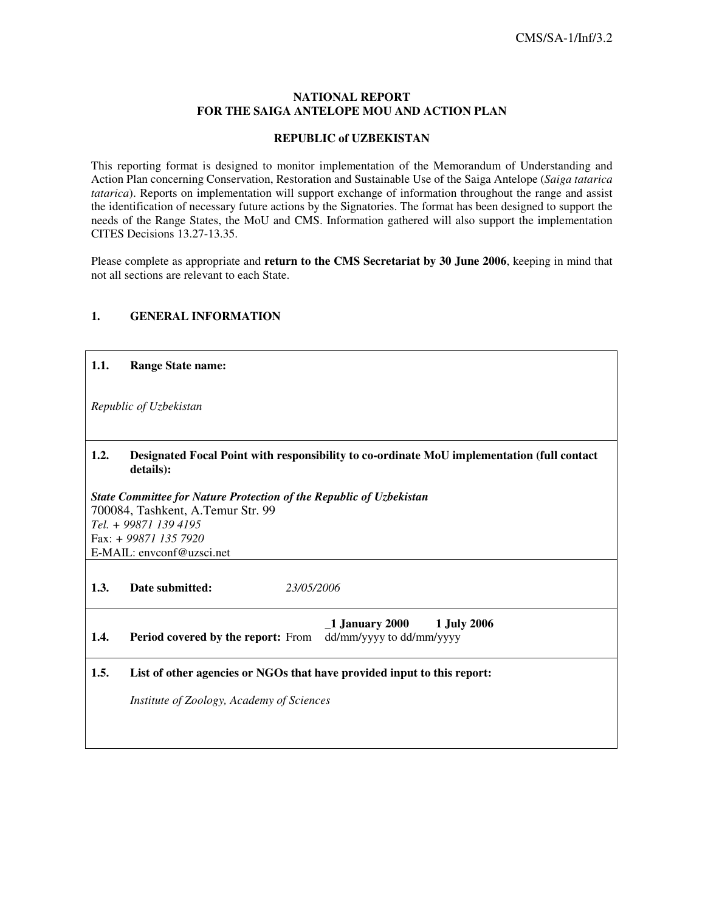CMS/SA-1/Inf/3.2

**NATIONAL REPORT**
**FOR THE SAIGA ANTELOPE MOU AND ACTION PLAN**

**REPUBLIC of UZBEKISTAN**

This reporting format is designed to monitor implementation of the Memorandum of Understanding and Action Plan concerning Conservation, Restoration and Sustainable Use of the Saiga Antelope (*Saiga tatarica tatarica*). Reports on implementation will support exchange of information throughout the range and assist the identification of necessary future actions by the Signatories. The format has been designed to support the needs of the Range States, the MoU and CMS. Information gathered will also support the implementation CITES Decisions 13.27-13.35.

Please complete as appropriate and **return to the CMS Secretariat by 30 June 2006**, keeping in mind that not all sections are relevant to each State.

## 1. GENERAL INFORMATION

**1.1. Range State name:**

*Republic of Uzbekistan*

**1.2. Designated Focal Point with responsibility to co-ordinate MoU implementation (full contact details):**

***State Committee for Nature Protection of the Republic of Uzbekistan***
700084, Tashkent, A.Temur Str. 99
*Tel. + 99871 139 4195*
Fax: + *99871 135 7920*
E-MAIL: envconf@uzsci.net

**1.3. Date submitted:** *23/05/2006*

**1.4. Period covered by the report:** From **_1 January 2000** to **1 July 2006**
dd/mm/yyyy to dd/mm/yyyy

**1.5. List of other agencies or NGOs that have provided input to this report:**

*Institute of Zoology, Academy of Sciences*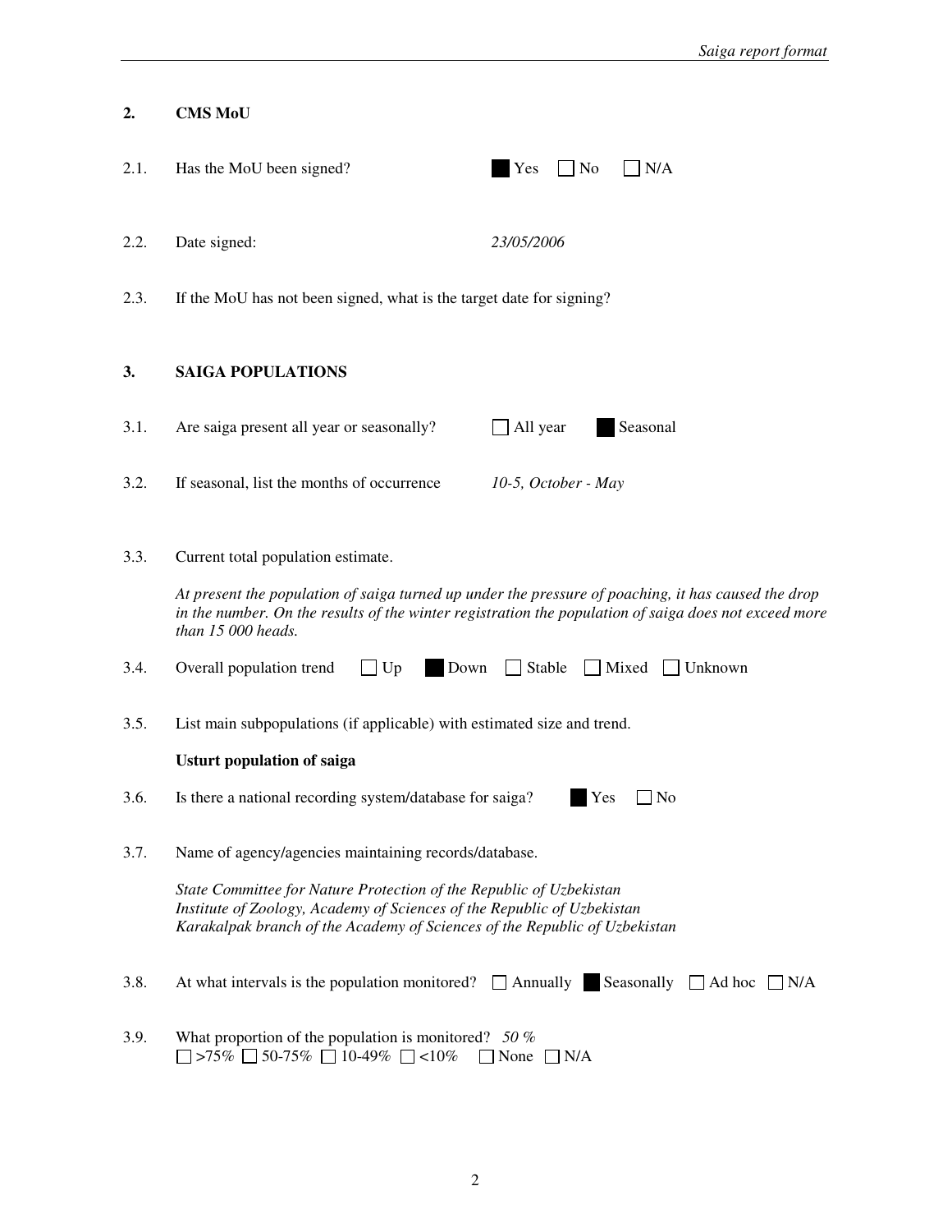## 2. CMS MoU

2.1. Has the MoU been signed? ■ Yes ☐ No ☐ N/A

2.2. Date signed: *23/05/2006*

2.3. If the MoU has not been signed, what is the target date for signing?

## 3. SAIGA POPULATIONS

3.1. Are saiga present all year or seasonally? ☐ All year ■ Seasonal

3.2. If seasonal, list the months of occurrence *10-5, October - May*

3.3. Current total population estimate.

*At present the population of saiga turned up under the pressure of poaching, it has caused the drop in the number. On the results of the winter registration the population of saiga does not exceed more than 15 000 heads.*

3.4. Overall population trend ☐ Up ■ Down ☐ Stable ☐ Mixed ☐ Unknown

3.5. List main subpopulations (if applicable) with estimated size and trend.

**Usturt population of saiga**

3.6. Is there a national recording system/database for saiga? ■ Yes ☐ No

3.7. Name of agency/agencies maintaining records/database.

*State Committee for Nature Protection of the Republic of Uzbekistan*
*Institute of Zoology, Academy of Sciences of the Republic of Uzbekistan*
*Karakalpak branch of the Academy of Sciences of the Republic of Uzbekistan*

3.8. At what intervals is the population monitored? ☐ Annually ■ Seasonally ☐ Ad hoc ☐ N/A

3.9. What proportion of the population is monitored? *50 %*
☐ >75% ☐ 50-75% ☐ 10-49% ☐ <10% ☐ None ☐ N/A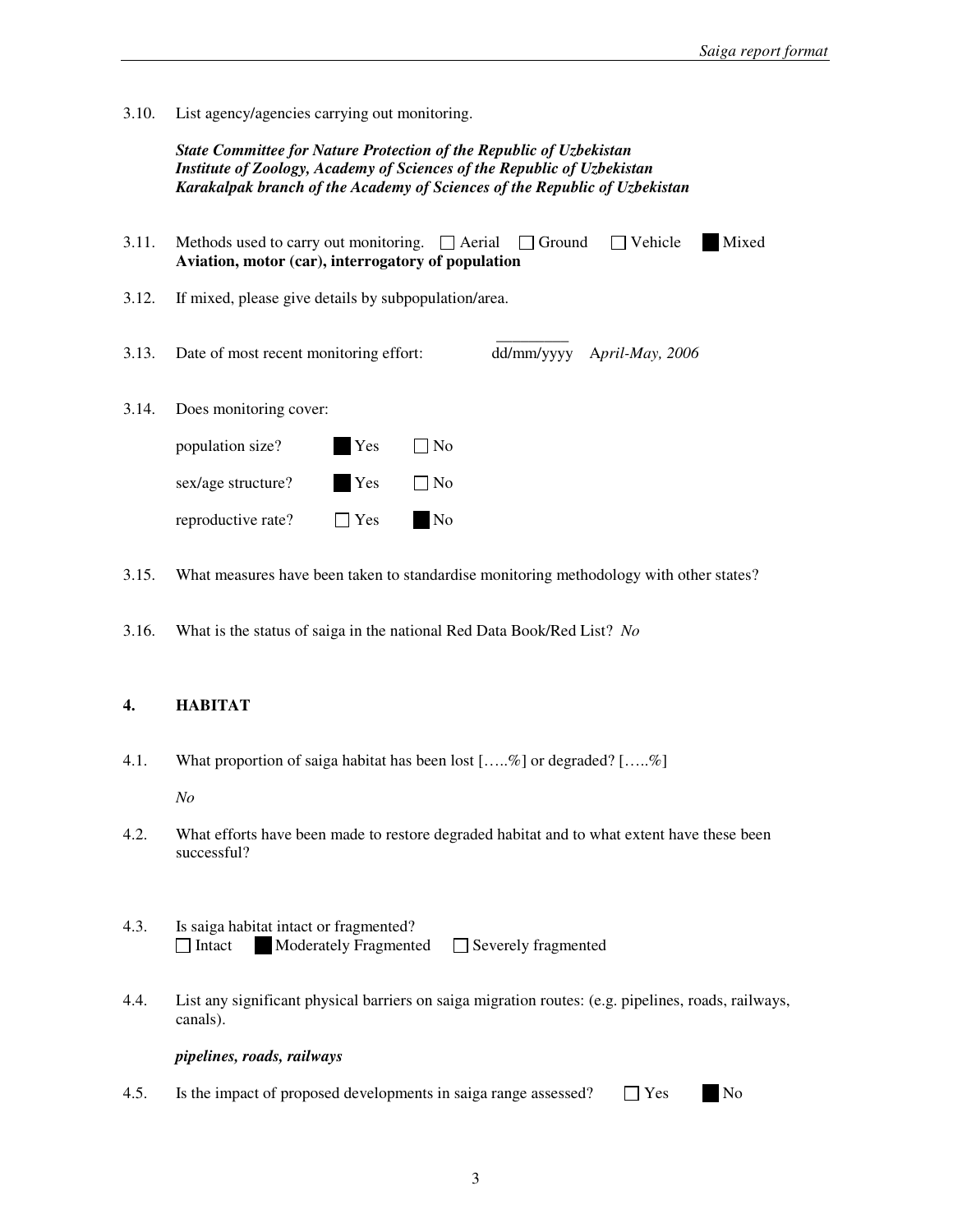3.10. List agency/agencies carrying out monitoring.

***State Committee for Nature Protection of the Republic of Uzbekistan***
***Institute of Zoology, Academy of Sciences of the Republic of Uzbekistan***
***Karakalpak branch of the Academy of Sciences of the Republic of Uzbekistan***

3.11. Methods used to carry out monitoring. ☐ Aerial ☐ Ground ☐ Vehicle ■ Mixed
**Aviation, motor (car), interrogatory of population**

3.12. If mixed, please give details by subpopulation/area.

3.13. Date of most recent monitoring effort: dd/mm/yyyy *April-May, 2006*

3.14. Does monitoring cover:

population size? ■ Yes ☐ No

sex/age structure? ■ Yes ☐ No

reproductive rate? ☐ Yes ■ No

3.15. What measures have been taken to standardise monitoring methodology with other states?

3.16. What is the status of saiga in the national Red Data Book/Red List? *No*

## 4. HABITAT

4.1. What proportion of saiga habitat has been lost [.....%] or degraded? [.....%]

*No*

4.2. What efforts have been made to restore degraded habitat and to what extent have these been successful?

4.3. Is saiga habitat intact or fragmented?
☐ Intact ■ Moderately Fragmented ☐ Severely fragmented

4.4. List any significant physical barriers on saiga migration routes: (e.g. pipelines, roads, railways, canals).

***pipelines, roads, railways***

4.5. Is the impact of proposed developments in saiga range assessed? ☐ Yes ■ No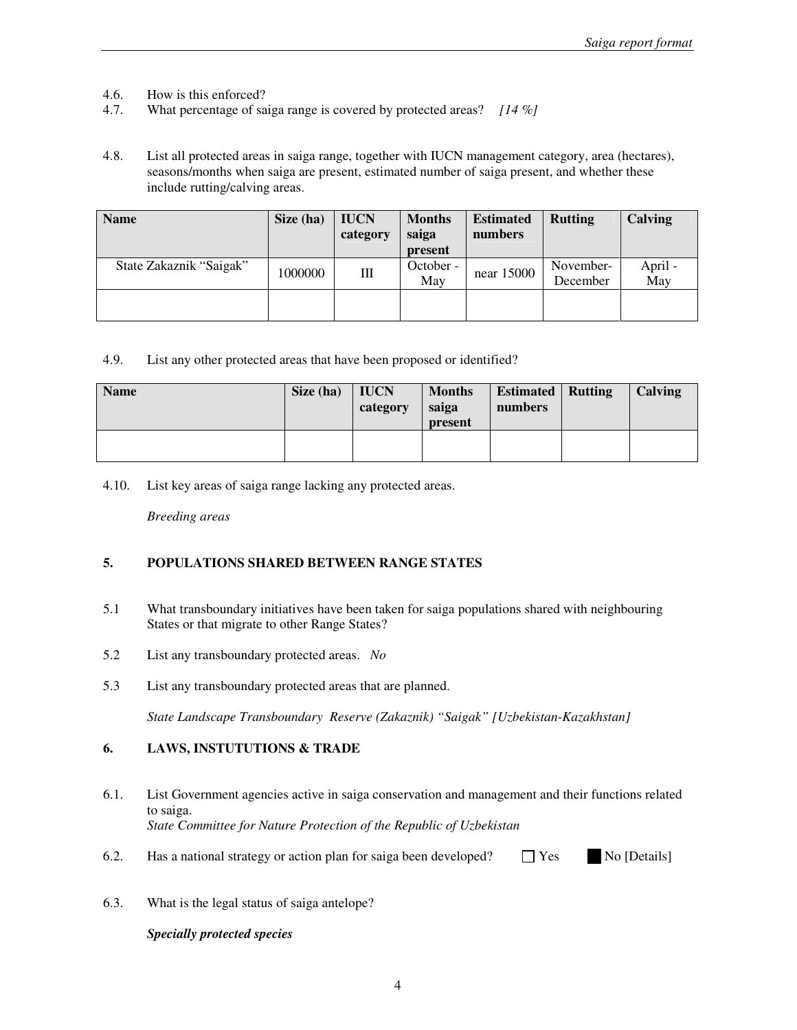4.6. How is this enforced?

4.7. What percentage of saiga range is covered by protected areas? *[14 %]*

4.8. List all protected areas in saiga range, together with IUCN management category, area (hectares), seasons/months when saiga are present, estimated number of saiga present, and whether these include rutting/calving areas.

| Name | Size (ha) | IUCN category | Months saiga present | Estimated numbers | Rutting | Calving |
|---|---|---|---|---|---|---|
| State Zakaznik "Saigak" | 1000000 | III | October - May | near 15000 | November-December | April - May |
| | | | | | | |

4.9. List any other protected areas that have been proposed or identified?

| Name | Size (ha) | IUCN category | Months saiga present | Estimated numbers | Rutting | Calving |
|---|---|---|---|---|---|---|
| | | | | | | |

4.10. List key areas of saiga range lacking any protected areas.

*Breeding areas*

## 5. POPULATIONS SHARED BETWEEN RANGE STATES

5.1 What transboundary initiatives have been taken for saiga populations shared with neighbouring States or that migrate to other Range States?

5.2 List any transboundary protected areas. *No*

5.3 List any transboundary protected areas that are planned.

*State Landscape Transboundary Reserve (Zakaznik) "Saigak" [Uzbekistan-Kazakhstan]*

## 6. LAWS, INSTUTUTIONS & TRADE

6.1. List Government agencies active in saiga conservation and management and their functions related to saiga.
*State Committee for Nature Protection of the Republic of Uzbekistan*

6.2. Has a national strategy or action plan for saiga been developed? ☐ Yes ■ No [Details]

6.3. What is the legal status of saiga antelope?

***Specially protected species***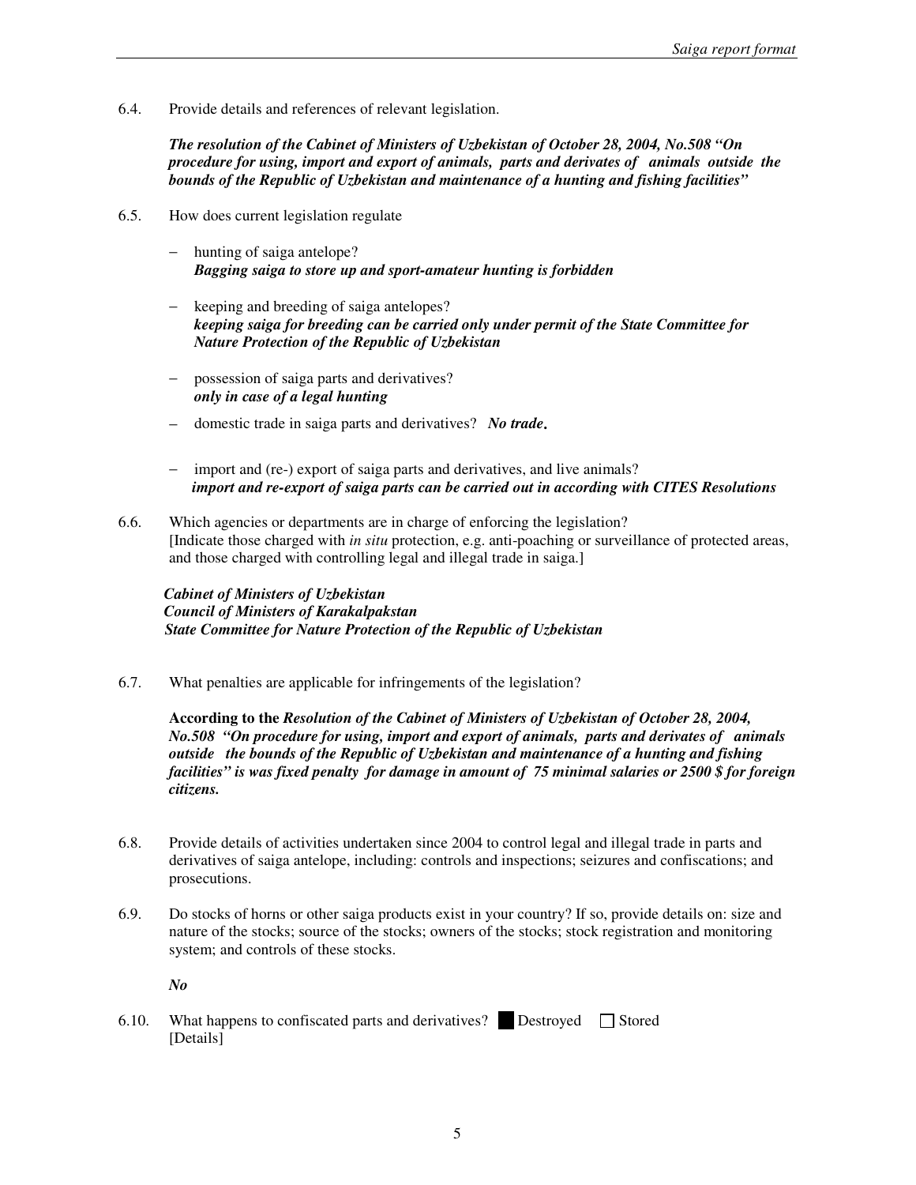6.4. Provide details and references of relevant legislation.

***The resolution of the Cabinet of Ministers of Uzbekistan of October 28, 2004, No.508 "On procedure for using, import and export of animals, parts and derivates of animals outside the bounds of the Republic of Uzbekistan and maintenance of a hunting and fishing facilities"***

6.5. How does current legislation regulate

- hunting of saiga antelope?
  ***Bagging saiga to store up and sport-amateur hunting is forbidden***

- keeping and breeding of saiga antelopes?
  ***keeping saiga for breeding can be carried only under permit of the State Committee for Nature Protection of the Republic of Uzbekistan***

- possession of saiga parts and derivatives?
  ***only in case of a legal hunting***

- domestic trade in saiga parts and derivatives? ***No trade.***

- import and (re-) export of saiga parts and derivatives, and live animals?
  ***import and re-export of saiga parts can be carried out in according with CITES Resolutions***

6.6. Which agencies or departments are in charge of enforcing the legislation?
[Indicate those charged with *in situ* protection, e.g. anti-poaching or surveillance of protected areas, and those charged with controlling legal and illegal trade in saiga.]

***Cabinet of Ministers of Uzbekistan***
***Council of Ministers of Karakalpakstan***
***State Committee for Nature Protection of the Republic of Uzbekistan***

6.7. What penalties are applicable for infringements of the legislation?

**According to the** ***Resolution of the Cabinet of Ministers of Uzbekistan of October 28, 2004, No.508 "On procedure for using, import and export of animals, parts and derivates of animals outside the bounds of the Republic of Uzbekistan and maintenance of a hunting and fishing facilities" is was fixed penalty for damage in amount of 75 minimal salaries or 2500 $ for foreign citizens.***

6.8. Provide details of activities undertaken since 2004 to control legal and illegal trade in parts and derivatives of saiga antelope, including: controls and inspections; seizures and confiscations; and prosecutions.

6.9. Do stocks of horns or other saiga products exist in your country? If so, provide details on: size and nature of the stocks; source of the stocks; owners of the stocks; stock registration and monitoring system; and controls of these stocks.

***No***

6.10. What happens to confiscated parts and derivatives? ■ Destroyed ☐ Stored
[Details]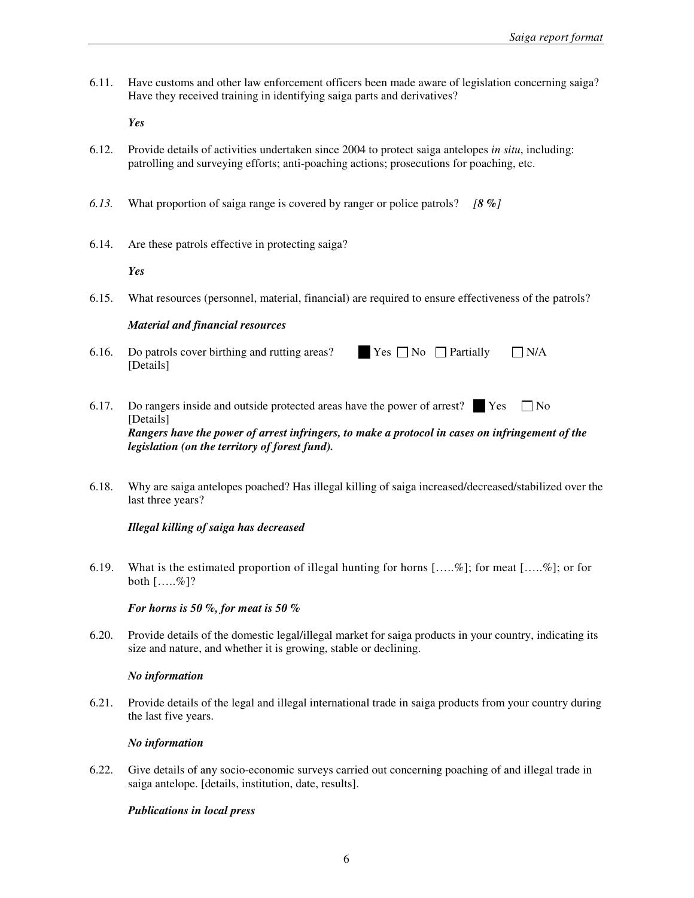6.11. Have customs and other law enforcement officers been made aware of legislation concerning saiga? Have they received training in identifying saiga parts and derivatives?

***Yes***

6.12. Provide details of activities undertaken since 2004 to protect saiga antelopes *in situ*, including: patrolling and surveying efforts; anti-poaching actions; prosecutions for poaching, etc.

*6.13.* What proportion of saiga range is covered by ranger or police patrols? ***[8 %]***

6.14. Are these patrols effective in protecting saiga?

***Yes***

6.15. What resources (personnel, material, financial) are required to ensure effectiveness of the patrols?

***Material and financial resources***

6.16. Do patrols cover birthing and rutting areas? ■ Yes ☐ No ☐ Partially ☐ N/A
[Details]

6.17. Do rangers inside and outside protected areas have the power of arrest? ■ Yes ☐ No
[Details]
***Rangers have the power of arrest infringers, to make a protocol in cases on infringement of the legislation (on the territory of forest fund).***

6.18. Why are saiga antelopes poached? Has illegal killing of saiga increased/decreased/stabilized over the last three years?

***Illegal killing of saiga has decreased***

6.19. What is the estimated proportion of illegal hunting for horns […..%]; for meat […..%]; or for both […..%]?

***For horns is 50 %, for meat is 50 %***

6.20. Provide details of the domestic legal/illegal market for saiga products in your country, indicating its size and nature, and whether it is growing, stable or declining.

***No information***

6.21. Provide details of the legal and illegal international trade in saiga products from your country during the last five years.

***No information***

6.22. Give details of any socio-economic surveys carried out concerning poaching of and illegal trade in saiga antelope. [details, institution, date, results].

***Publications in local press***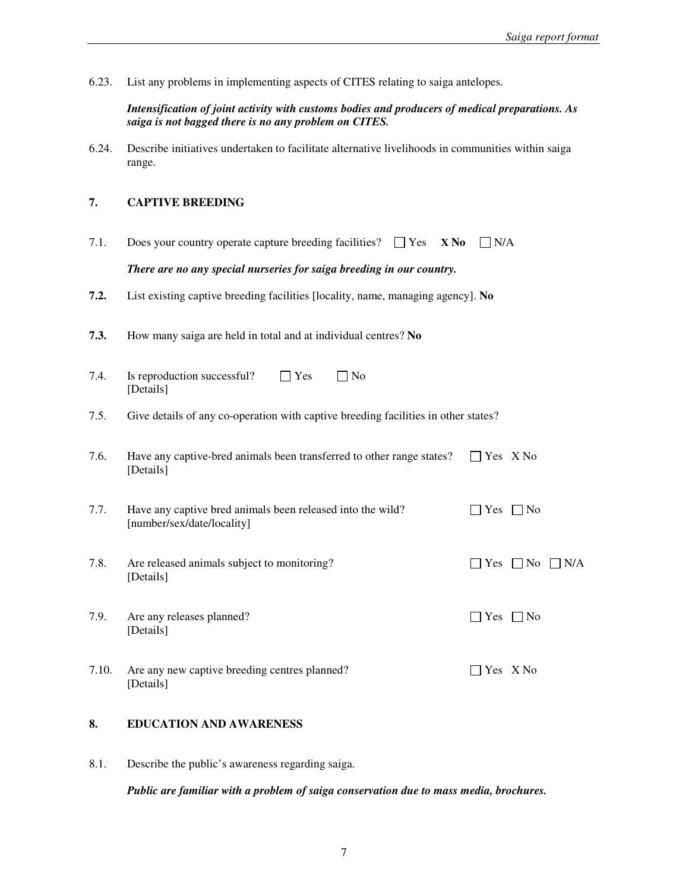6.23. List any problems in implementing aspects of CITES relating to saiga antelopes.

***Intensification of joint activity with customs bodies and producers of medical preparations. As saiga is not bagged there is no any problem on CITES.***

6.24. Describe initiatives undertaken to facilitate alternative livelihoods in communities within saiga range.

## 7. CAPTIVE BREEDING

7.1. Does your country operate capture breeding facilities? ☐ Yes **X No** ☐ N/A

***There are no any special nurseries for saiga breeding in our country.***

**7.2.** List existing captive breeding facilities [locality, name, managing agency]. **No**

**7.3.** How many saiga are held in total and at individual centres? **No**

7.4. Is reproduction successful? ☐ Yes ☐ No
[Details]

7.5. Give details of any co-operation with captive breeding facilities in other states?

7.6. Have any captive-bred animals been transferred to other range states? ☐ Yes X No
[Details]

7.7. Have any captive bred animals been released into the wild? ☐ Yes ☐ No
[number/sex/date/locality]

7.8. Are released animals subject to monitoring? ☐ Yes ☐ No ☐ N/A
[Details]

7.9. Are any releases planned? ☐ Yes ☐ No
[Details]

7.10. Are any new captive breeding centres planned? ☐ Yes X No
[Details]

## 8. EDUCATION AND AWARENESS

8.1. Describe the public's awareness regarding saiga.

***Public are familiar with a problem of saiga conservation due to mass media, brochures.***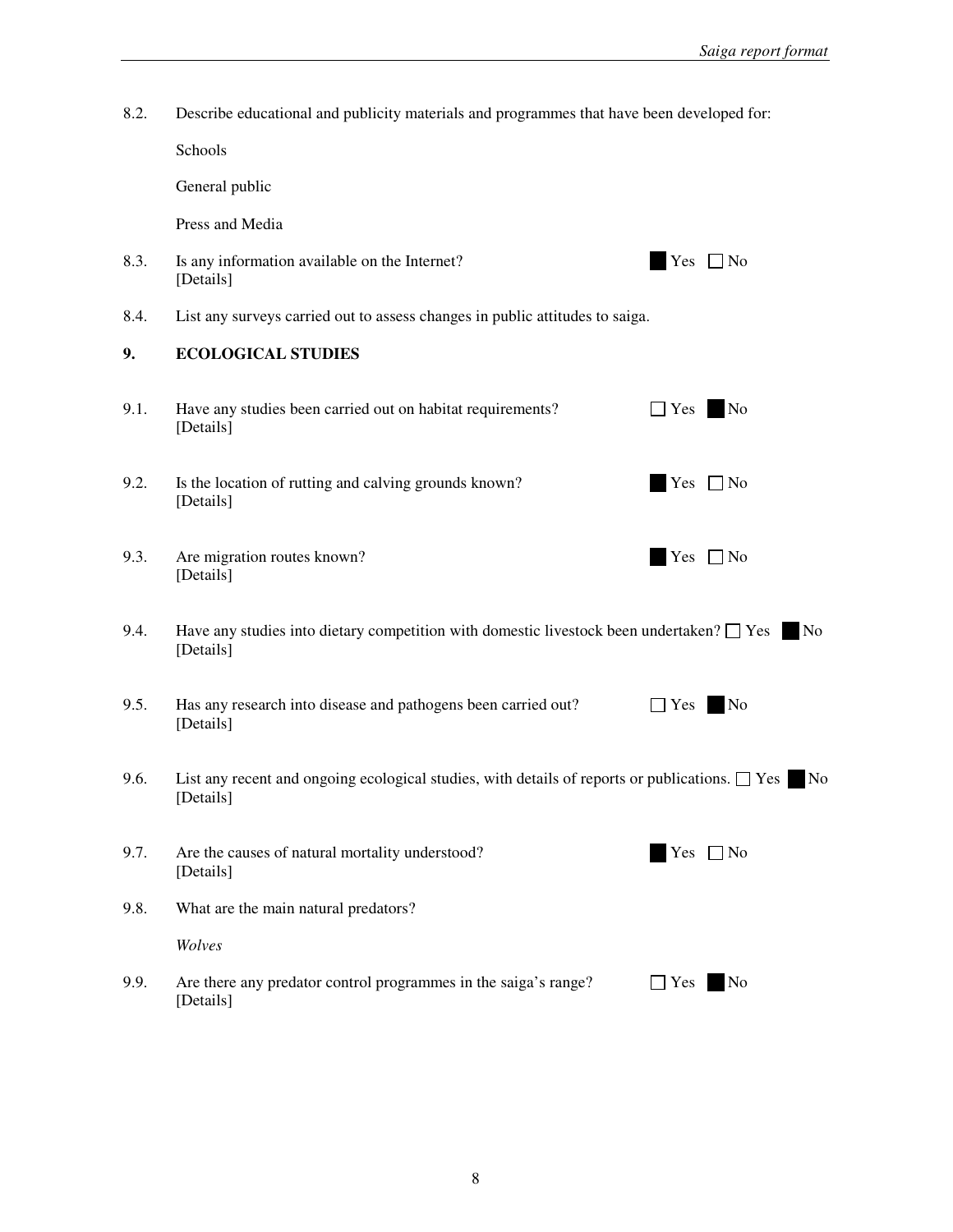8.2. Describe educational and publicity materials and programmes that have been developed for:

Schools

General public

Press and Media

8.3. Is any information available on the Internet? ■ Yes ☐ No
[Details]

8.4. List any surveys carried out to assess changes in public attitudes to saiga.

## 9. ECOLOGICAL STUDIES

9.1. Have any studies been carried out on habitat requirements? ☐ Yes ■ No
[Details]

9.2. Is the location of rutting and calving grounds known? ■ Yes ☐ No
[Details]

9.3. Are migration routes known? ■ Yes ☐ No
[Details]

9.4. Have any studies into dietary competition with domestic livestock been undertaken? ☐ Yes ■ No
[Details]

9.5. Has any research into disease and pathogens been carried out? ☐ Yes ■ No
[Details]

9.6. List any recent and ongoing ecological studies, with details of reports or publications. ☐ Yes ■ No
[Details]

9.7. Are the causes of natural mortality understood? ■ Yes ☐ No
[Details]

9.8. What are the main natural predators?

*Wolves*

9.9. Are there any predator control programmes in the saiga's range? ☐ Yes ■ No
[Details]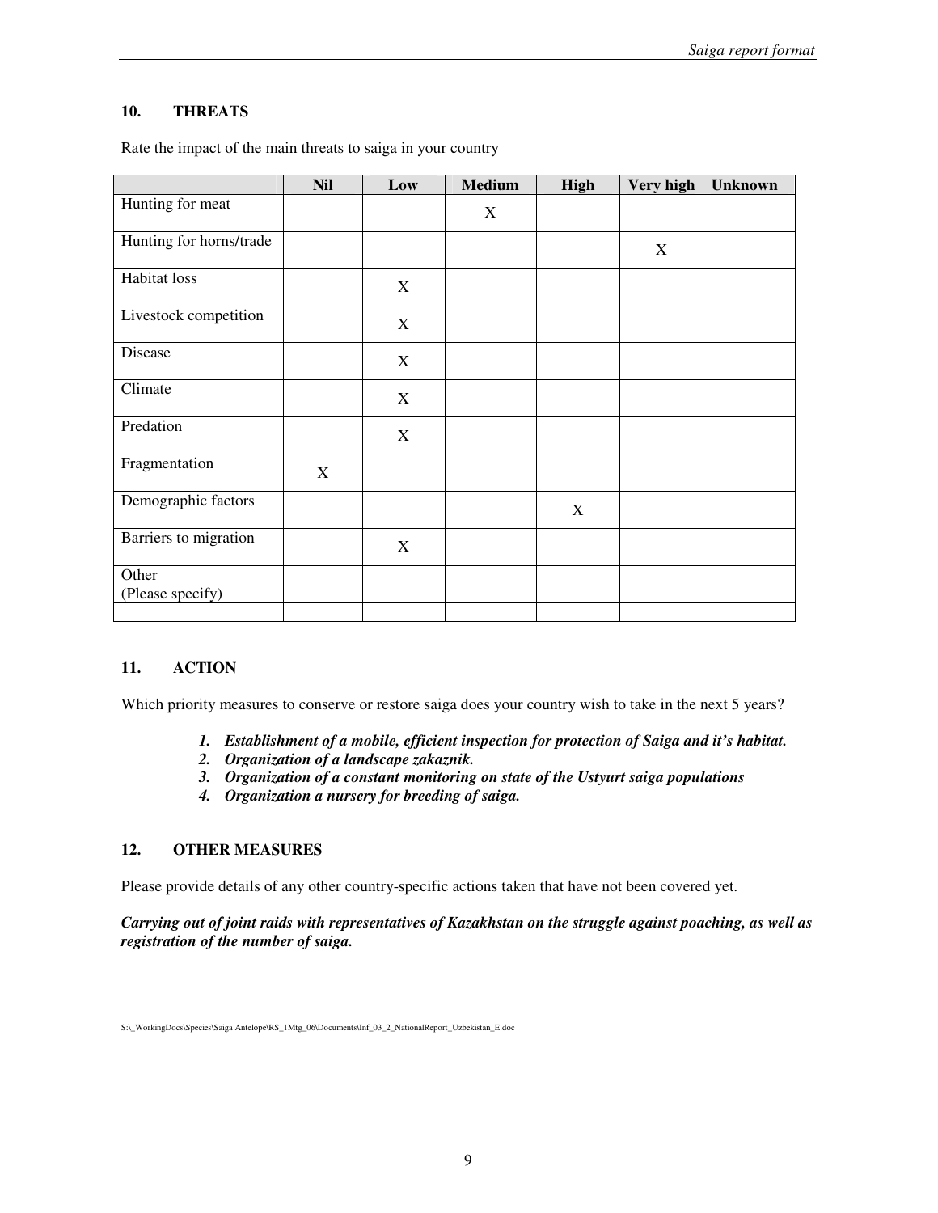## 10. THREATS

Rate the impact of the main threats to saiga in your country

| | Nil | Low | Medium | High | Very high | Unknown |
|---|---|---|---|---|---|---|
| Hunting for meat | | | X | | | |
| Hunting for horns/trade | | | | | X | |
| Habitat loss | | X | | | | |
| Livestock competition | | X | | | | |
| Disease | | X | | | | |
| Climate | | X | | | | |
| Predation | | X | | | | |
| Fragmentation | X | | | | | |
| Demographic factors | | | | X | | |
| Barriers to migration | | X | | | | |
| Other (Please specify) | | | | | | |
| | | | | | | |

## 11. ACTION

Which priority measures to conserve or restore saiga does your country wish to take in the next 5 years?

1. ***Establishment of a mobile, efficient inspection for protection of Saiga and it's habitat.***
2. ***Organization of a landscape zakaznik.***
3. ***Organization of a constant monitoring on state of the Ustyurt saiga populations***
4. ***Organization a nursery for breeding of saiga.***

## 12. OTHER MEASURES

Please provide details of any other country-specific actions taken that have not been covered yet.

***Carrying out of joint raids with representatives of Kazakhstan on the struggle against poaching, as well as registration of the number of saiga.***

S:\_WorkingDocs\Species\Saiga Antelope\RS_1Mtg_06\Documents\Inf_03_2_NationalReport_Uzbekistan_E.doc